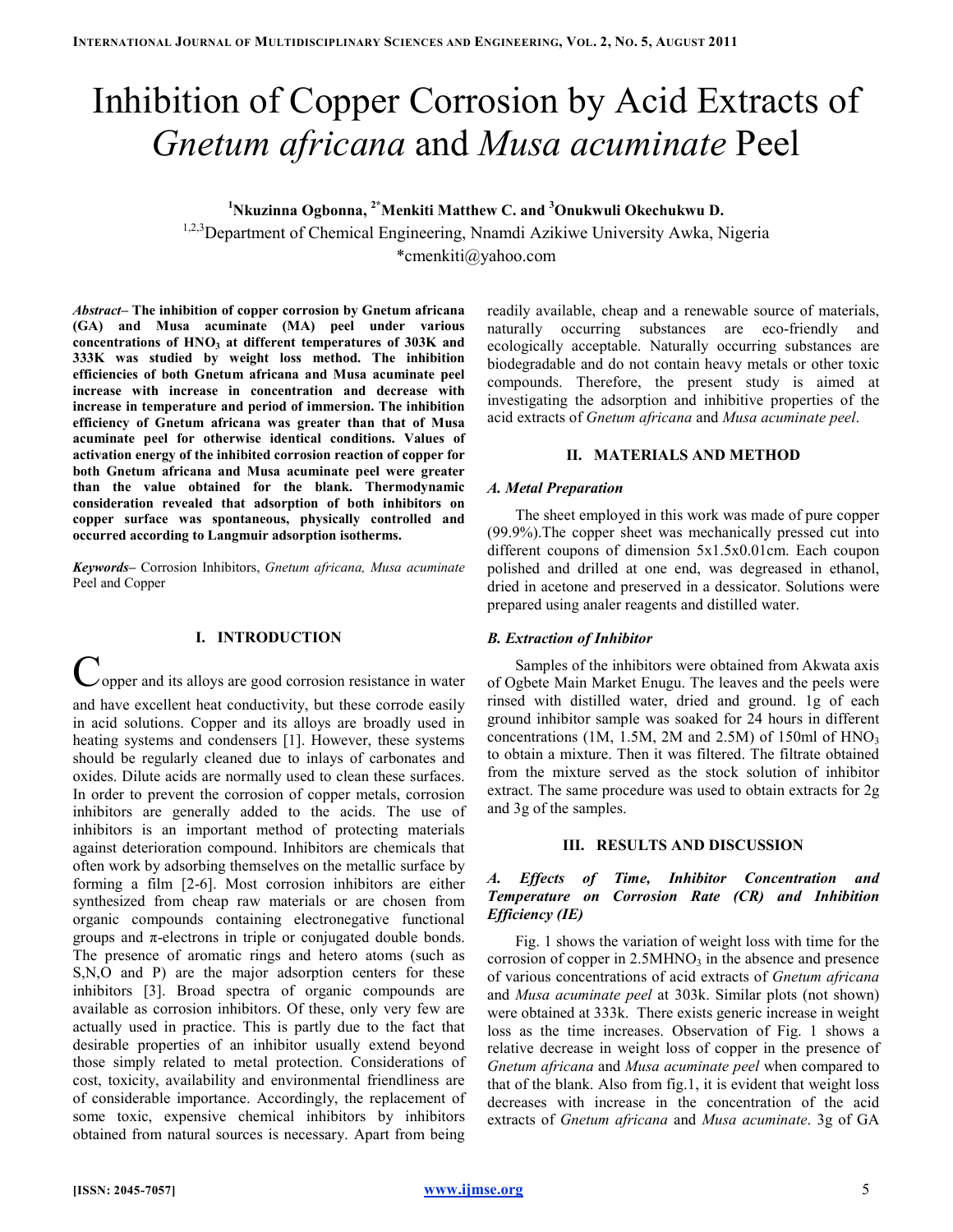# Inhibition of Copper Corrosion by Acid Extracts of *Gnetum africana* and *Musa acuminate* Peel

**[1]Nkuzinna Ogbonna, [2*]Menkiti Matthew C. and [3]Onukwuli Okechukwu D.**

[1,2,3]Department of Chemical Engineering, Nnamdi Azikiwe University Awka, Nigeria

*cmenkiti@yahoo.com

***Abstract–*** **The inhibition of copper corrosion by Gnetum africana (GA) and Musa acuminate (MA) peel under various concentrations of $HNO_3$ at different temperatures of 303K and 333K was studied by weight loss method. The inhibition efficiencies of both Gnetum africana and Musa acuminate peel increase with increase in concentration and decrease with increase in temperature and period of immersion. The inhibition efficiency of Gnetum africana was greater than that of Musa acuminate peel for otherwise identical conditions. Values of activation energy of the inhibited corrosion reaction of copper for both Gnetum africana and Musa acuminate peel were greater than the value obtained for the blank. Thermodynamic consideration revealed that adsorption of both inhibitors on copper surface was spontaneous, physically controlled and occurred according to Langmuir adsorption isotherms.**

***Keywords–*** Corrosion Inhibitors, *Gnetum africana, Musa acuminate* Peel and Copper

## I. INTRODUCTION

Copper and its alloys are good corrosion resistance in water and have excellent heat conductivity, but these corrode easily in acid solutions. Copper and its alloys are broadly used in heating systems and condensers [1]. However, these systems should be regularly cleaned due to inlays of carbonates and oxides. Dilute acids are normally used to clean these surfaces. In order to prevent the corrosion of copper metals, corrosion inhibitors are generally added to the acids. The use of inhibitors is an important method of protecting materials against deterioration compound. Inhibitors are chemicals that often work by adsorbing themselves on the metallic surface by forming a film [2-6]. Most corrosion inhibitors are either synthesized from cheap raw materials or are chosen from organic compounds containing electronegative functional groups and π-electrons in triple or conjugated double bonds. The presence of aromatic rings and hetero atoms (such as S,N,O and P) are the major adsorption centers for these inhibitors [3]. Broad spectra of organic compounds are available as corrosion inhibitors. Of these, only very few are actually used in practice. This is partly due to the fact that desirable properties of an inhibitor usually extend beyond those simply related to metal protection. Considerations of cost, toxicity, availability and environmental friendliness are of considerable importance. Accordingly, the replacement of some toxic, expensive chemical inhibitors by inhibitors obtained from natural sources is necessary. Apart from being readily available, cheap and a renewable source of materials, naturally occurring substances are eco-friendly and ecologically acceptable. Naturally occurring substances are biodegradable and do not contain heavy metals or other toxic compounds. Therefore, the present study is aimed at investigating the adsorption and inhibitive properties of the acid extracts of *Gnetum africana* and *Musa acuminate peel*.

## II. MATERIALS AND METHOD

### *A. Metal Preparation*

The sheet employed in this work was made of pure copper (99.9%).The copper sheet was mechanically pressed cut into different coupons of dimension 5x1.5x0.01cm. Each coupon polished and drilled at one end, was degreased in ethanol, dried in acetone and preserved in a dessicator. Solutions were prepared using analer reagents and distilled water.

### *B. Extraction of Inhibitor*

Samples of the inhibitors were obtained from Akwata axis of Ogbete Main Market Enugu. The leaves and the peels were rinsed with distilled water, dried and ground. 1g of each ground inhibitor sample was soaked for 24 hours in different concentrations (1M, 1.5M, 2M and 2.5M) of 150ml of $HNO_3$ to obtain a mixture. Then it was filtered. The filtrate obtained from the mixture served as the stock solution of inhibitor extract. The same procedure was used to obtain extracts for 2g and 3g of the samples.

## III. RESULTS AND DISCUSSION

### *A. Effects of Time, Inhibitor Concentration and Temperature on Corrosion Rate (CR) and Inhibition Efficiency (IE)*

Fig. 1 shows the variation of weight loss with time for the corrosion of copper in 2.5M$HNO_3$ in the absence and presence of various concentrations of acid extracts of *Gnetum africana* and *Musa acuminate peel* at 303k. Similar plots (not shown) were obtained at 333k. There exists generic increase in weight loss as the time increases. Observation of Fig. 1 shows a relative decrease in weight loss of copper in the presence of *Gnetum africana* and *Musa acuminate peel* when compared to that of the blank. Also from fig.1, it is evident that weight loss decreases with increase in the concentration of the acid extracts of *Gnetum africana* and *Musa acuminate*. 3g of GA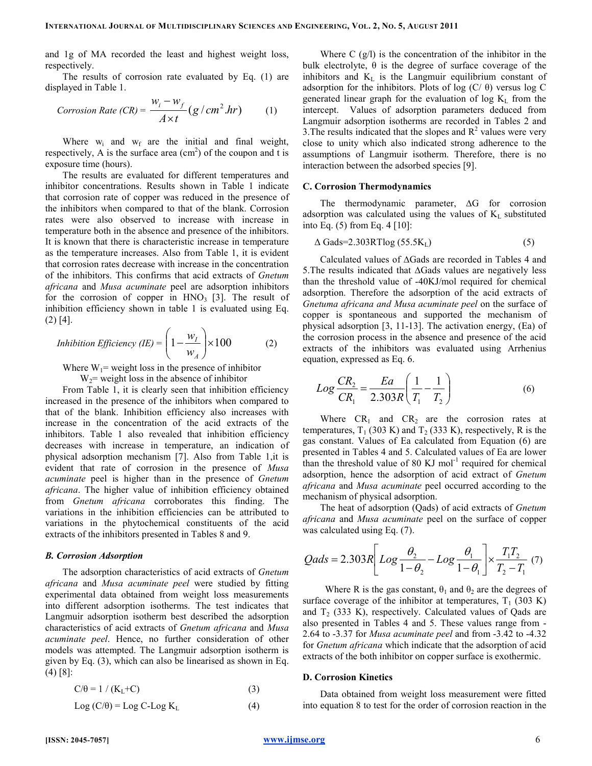and 1g of MA recorded the least and highest weight loss, respectively.

The results of corrosion rate evaluated by Eq. (1) are displayed in Table 1.

$$\text{Corrosion Rate (CR)} = \frac{w_i - w_f}{A \times t}(g/cm^2.hr) \quad (1)$$

Where $w_i$ and $w_f$ are the initial and final weight, respectively, A is the surface area ($cm^2$) of the coupon and t is exposure time (hours).

The results are evaluated for different temperatures and inhibitor concentrations. Results shown in Table 1 indicate that corrosion rate of copper was reduced in the presence of the inhibitors when compared to that of the blank. Corrosion rates were also observed to increase with increase in temperature both in the absence and presence of the inhibitors. It is known that there is characteristic increase in temperature as the temperature increases. Also from Table 1, it is evident that corrosion rates decrease with increase in the concentration of the inhibitors. This confirms that acid extracts of *Gnetum africana* and *Musa acuminate* peel are adsorption inhibitors for the corrosion of copper in $HNO_3$ [3]. The result of inhibition efficiency shown in table 1 is evaluated using Eq. (2) [4].

$$\text{Inhibition Efficiency (IE)} = \left(1 - \frac{w_I}{w_A}\right) \times 100 \quad (2)$$

Where $W_1$= weight loss in the presence of inhibitor

$W_2$= weight loss in the absence of inhibitor

From Table 1, it is clearly seen that inhibition efficiency increased in the presence of the inhibitors when compared to that of the blank. Inhibition efficiency also increases with increase in the concentration of the acid extracts of the inhibitors. Table 1 also revealed that inhibition efficiency decreases with increase in temperature, an indication of physical adsorption mechanism [7]. Also from Table 1,it is evident that rate of corrosion in the presence of *Musa acuminate* peel is higher than in the presence of *Gnetum africana*. The higher value of inhibition efficiency obtained from *Gnetum africana* corroborates this finding. The variations in the inhibition efficiencies can be attributed to variations in the phytochemical constituents of the acid extracts of the inhibitors presented in Tables 8 and 9.

### *B. Corrosion Adsorption*

The adsorption characteristics of acid extracts of *Gnetum africana* and *Musa acuminate peel* were studied by fitting experimental data obtained from weight loss measurements into different adsorption isotherms. The test indicates that Langmuir adsorption isotherm best described the adsorption characteristics of acid extracts of *Gnetum africana* and *Musa acuminate peel*. Hence, no further consideration of other models was attempted. The Langmuir adsorption isotherm is given by Eq. (3), which can also be linearised as shown in Eq. (4) [8]:

$$C/\theta = 1 / (K_L + C) \quad (3)$$

$$\text{Log}\,(C/\theta) = \text{Log}\,C - \text{Log}\,K_L \quad (4)$$

Where C (g/l) is the concentration of the inhibitor in the bulk electrolyte, θ is the degree of surface coverage of the inhibitors and $K_L$ is the Langmuir equilibrium constant of adsorption for the inhibitors. Plots of log (C/ θ) versus log C generated linear graph for the evaluation of log $K_L$ from the intercept. Values of adsorption parameters deduced from Langmuir adsorption isotherms are recorded in Tables 2 and 3.The results indicated that the slopes and $R^2$ values were very close to unity which also indicated strong adherence to the assumptions of Langmuir isotherm. Therefore, there is no interaction between the adsorbed species [9].

### C. Corrosion Thermodynamics

The thermodynamic parameter, ΔG for corrosion adsorption was calculated using the values of $K_L$ substituted into Eq. (5) from Eq. 4 [10]:

$$\Delta\,\text{Gads} = 2.303RT\log\,(55.5K_L) \quad (5)$$

Calculated values of ΔGads are recorded in Tables 4 and 5.The results indicated that ΔGads values are negatively less than the threshold value of -40KJ/mol required for chemical adsorption. Therefore the adsorption of the acid extracts of *Gnetuma africana and Musa acuminate peel* on the surface of copper is spontaneous and supported the mechanism of physical adsorption [3, 11-13]. The activation energy, (Ea) of the corrosion process in the absence and presence of the acid extracts of the inhibitors was evaluated using Arrhenius equation, expressed as Eq. 6.

$$Log\frac{CR_2}{CR_1} = \frac{Ea}{2.303R}\left(\frac{1}{T_1} - \frac{1}{T_2}\right) \quad (6)$$

Where $CR_1$ and $CR_2$ are the corrosion rates at temperatures, $T_1$ (303 K) and $T_2$ (333 K), respectively, R is the gas constant. Values of Ea calculated from Equation (6) are presented in Tables 4 and 5. Calculated values of Ea are lower than the threshold value of 80 KJ $mol^{-1}$ required for chemical adsorption, hence the adsorption of acid extract of *Gnetum africana* and *Musa acuminate* peel occurred according to the mechanism of physical adsorption.

The heat of adsorption (Qads) of acid extracts of *Gnetum africana* and *Musa acuminate* peel on the surface of copper was calculated using Eq. (7).

$$Qads = 2.303R\left[Log\frac{\theta_2}{1-\theta_2} - Log\frac{\theta_1}{1-\theta_1}\right] \times \frac{T_1 T_2}{T_2 - T_1} \quad (7)$$

Where R is the gas constant, $\theta_1$ and $\theta_2$ are the degrees of surface coverage of the inhibitor at temperatures, $T_1$ (303 K) and $T_2$ (333 K), respectively. Calculated values of Qads are also presented in Tables 4 and 5. These values range from -2.64 to -3.37 for *Musa acuminate peel* and from -3.42 to -4.32 for *Gnetum africana* which indicate that the adsorption of acid extracts of the both inhibitor on copper surface is exothermic.

### D. Corrosion Kinetics

Data obtained from weight loss measurement were fitted into equation 8 to test for the order of corrosion reaction in the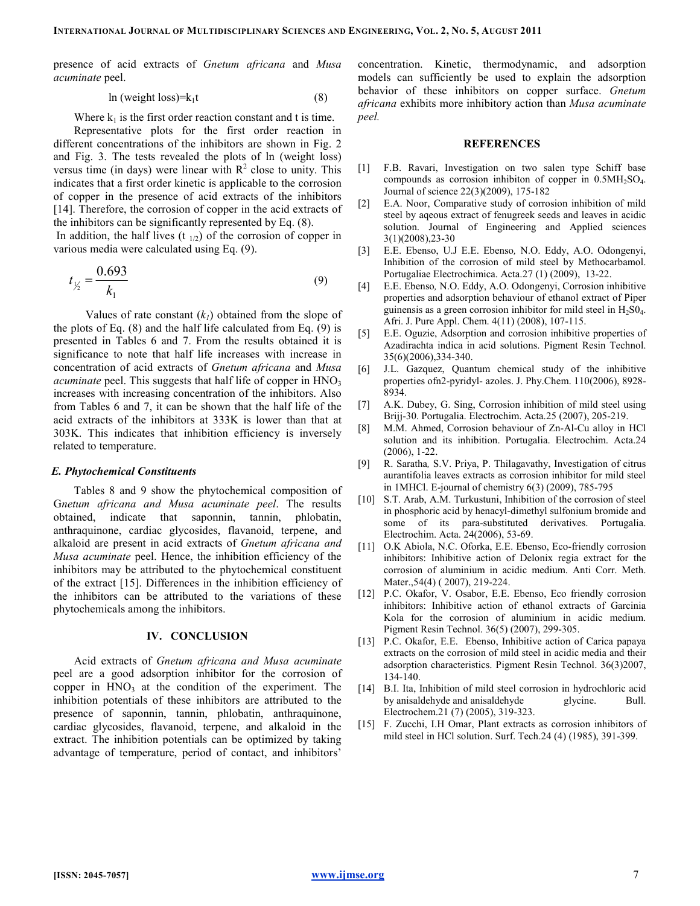presence of acid extracts of *Gnetum africana* and *Musa acuminate* peel.

$$\ln(\text{weight loss}) = k_1 t \tag{8}$$

Where $k_1$ is the first order reaction constant and t is time.

Representative plots for the first order reaction in different concentrations of the inhibitors are shown in Fig. 2 and Fig. 3. The tests revealed the plots of ln (weight loss) versus time (in days) were linear with $R^2$ close to unity. This indicates that a first order kinetic is applicable to the corrosion of copper in the presence of acid extracts of the inhibitors [14]. Therefore, the corrosion of copper in the acid extracts of the inhibitors can be significantly represented by Eq. (8).

In addition, the half lives ($t_{1/2}$) of the corrosion of copper in various media were calculated using Eq. (9).

$$t_{1/2} = \frac{0.693}{k_1} \tag{9}$$

Values of rate constant ($k_1$) obtained from the slope of the plots of Eq. (8) and the half life calculated from Eq. (9) is presented in Tables 6 and 7. From the results obtained it is significance to note that half life increases with increase in concentration of acid extracts of *Gnetum africana* and *Musa acuminate* peel. This suggests that half life of copper in $HNO_3$ increases with increasing concentration of the inhibitors. Also from Tables 6 and 7, it can be shown that the half life of the acid extracts of the inhibitors at 333K is lower than that at 303K. This indicates that inhibition efficiency is inversely related to temperature.

### *E. Phytochemical Constituents*

Tables 8 and 9 show the phytochemical composition of G*netum africana and Musa acuminate peel*. The results obtained, indicate that saponnin, tannin, phlobatin, anthraquinone, cardiac glycosides, flavanoid, terpene, and alkaloid are present in acid extracts of *Gnetum africana and Musa acuminate* peel. Hence, the inhibition efficiency of the inhibitors may be attributed to the phytochemical constituent of the extract [15]. Differences in the inhibition efficiency of the inhibitors can be attributed to the variations of these phytochemicals among the inhibitors.

## IV. CONCLUSION

Acid extracts of *Gnetum africana and Musa acuminate* peel are a good adsorption inhibitor for the corrosion of copper in $HNO_3$ at the condition of the experiment. The inhibition potentials of these inhibitors are attributed to the presence of saponnin, tannin, phlobatin, anthraquinone, cardiac glycosides, flavanoid, terpene, and alkaloid in the extract. The inhibition potentials can be optimized by taking advantage of temperature, period of contact, and inhibitors' concentration. Kinetic, thermodynamic, and adsorption models can sufficiently be used to explain the adsorption behavior of these inhibitors on copper surface. *Gnetum africana* exhibits more inhibitory action than *Musa acuminate peel.*

## REFERENCES

[1] F.B. Ravari, Investigation on two salen type Schiff base compounds as corrosion inhibiton of copper in $0.5MH_2SO_4$. Journal of science 22(3)(2009), 175-182

[2] E.A. Noor, Comparative study of corrosion inhibition of mild steel by aqeous extract of fenugreek seeds and leaves in acidic solution. Journal of Engineering and Applied sciences 3(1)(2008),23-30

[3] E.E. Ebenso, U.J E.E. Ebenso, N.O. Eddy, A.O. Odongenyi, Inhibition of the corrosion of mild steel by Methocarbamol. Portugaliae Electrochimica. Acta.27 (1) (2009), 13-22.

[4] E.E. Ebenso, N.O. Eddy, A.O. Odongenyi, Corrosion inhibitive properties and adsorption behaviour of ethanol extract of Piper guinensis as a green corrosion inhibitor for mild steel in $H_2S0_4$. Afri. J. Pure Appl. Chem. 4(11) (2008), 107-115.

[5] E.E. Oguzie, Adsorption and corrosion inhibitive properties of Azadirachta indica in acid solutions. Pigment Resin Technol. 35(6)(2006),334-340.

[6] J.L. Gazquez, Quantum chemical study of the inhibitive properties ofn2-pyridyl- azoles. J. Phy.Chem. 110(2006), 8928-8934.

[7] A.K. Dubey, G. Sing, Corrosion inhibition of mild steel using Brijj-30. Portugalia. Electrochim. Acta.25 (2007), 205-219.

[8] M.M. Ahmed, Corrosion behaviour of Zn-Al-Cu alloy in HCl solution and its inhibition. Portugalia. Electrochim. Acta.24 (2006), 1-22.

[9] R. Saratha, S.V. Priya, P. Thilagavathy, Investigation of citrus aurantifolia leaves extracts as corrosion inhibitor for mild steel in 1MHCl. E-journal of chemistry 6(3) (2009), 785-795

[10] S.T. Arab, A.M. Turkustuni, Inhibition of the corrosion of steel in phosphoric acid by henacyl-dimethyl sulfonium bromide and some of its para-substituted derivatives. Portugalia. Electrochim. Acta. 24(2006), 53-69.

[11] O.K Abiola, N.C. Oforka, E.E. Ebenso, Eco-friendly corrosion inhibitors: Inhibitive action of Delonix regia extract for the corrosion of aluminium in acidic medium. Anti Corr. Meth. Mater.,54(4) ( 2007), 219-224.

[12] P.C. Okafor, V. Osabor, E.E. Ebenso, Eco friendly corrosion inhibitors: Inhibitive action of ethanol extracts of Garcinia Kola for the corrosion of aluminium in acidic medium. Pigment Resin Technol. 36(5) (2007), 299-305.

[13] P.C. Okafor, E.E. Ebenso, Inhibitive action of Carica papaya extracts on the corrosion of mild steel in acidic media and their adsorption characteristics. Pigment Resin Technol. 36(3)2007, 134-140.

[14] B.I. Ita, Inhibition of mild steel corrosion in hydrochloric acid by anisaldehyde and anisaldehyde glycine. Bull. Electrochem.21 (7) (2005), 319-323.

[15] F. Zucchi, I.H Omar, Plant extracts as corrosion inhibitors of mild steel in HCl solution. Surf. Tech.24 (4) (1985), 391-399.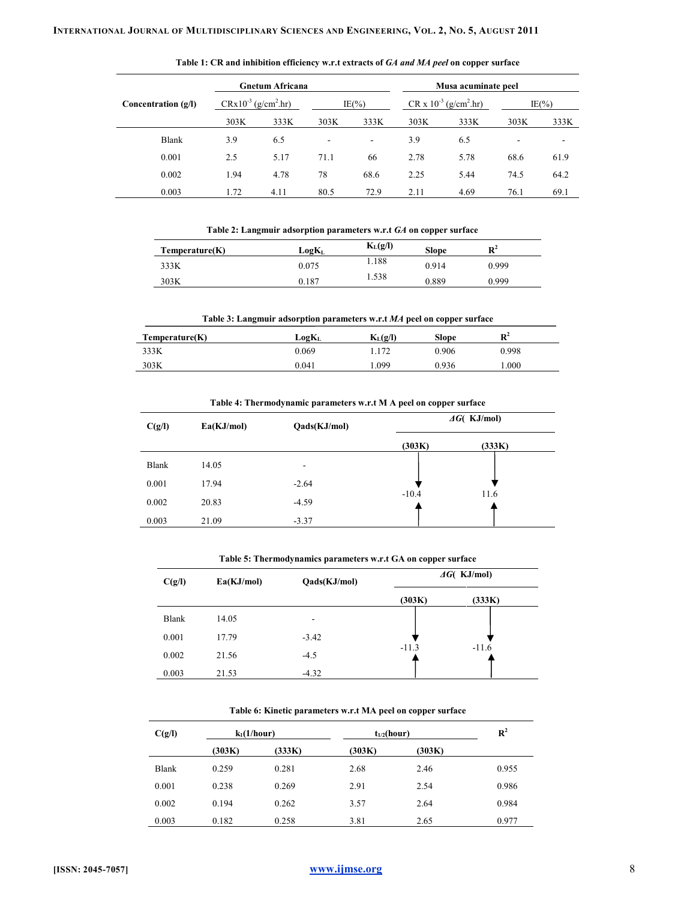**Table 1: CR and inhibition efficiency w.r.t extracts of *GA and MA peel* on copper surface**

| Concentration (g/l) | Gnetum Africana | | | | Musa acuminate peel | | | |
|---|---|---|---|---|---|---|---|---|
| | $CR\times10^{-3}$ $(g/cm^2.hr)$ | | IE(%) | | CR x $10^{-3}$ $(g/cm^2.hr)$ | | IE(%) | |
| | 303K | 333K | 303K | 333K | 303K | 333K | 303K | 333K |
| Blank | 3.9 | 6.5 | - | - | 3.9 | 6.5 | - | - |
| 0.001 | 2.5 | 5.17 | 71.1 | 66 | 2.78 | 5.78 | 68.6 | 61.9 |
| 0.002 | 1.94 | 4.78 | 78 | 68.6 | 2.25 | 5.44 | 74.5 | 64.2 |
| 0.003 | 1.72 | 4.11 | 80.5 | 72.9 | 2.11 | 4.69 | 76.1 | 69.1 |

**Table 2: Langmuir adsorption parameters w.r.t *GA* on copper surface**

| Temperature(K) | $LogK_L$ | $K_L$(g/l) | Slope | $R^2$ |
|---|---|---|---|---|
| 333K | 0.075 | 1.188 | 0.914 | 0.999 |
| 303K | 0.187 | 1.538 | 0.889 | 0.999 |

**Table 3: Langmuir adsorption parameters w.r.t *MA* peel on copper surface**

| Temperature(K) | $LogK_L$ | $K_L$(g/l) | Slope | $R^2$ |
|---|---|---|---|---|
| 333K | 0.069 | 1.172 | 0.906 | 0.998 |
| 303K | 0.041 | 1.099 | 0.936 | 1.000 |

**Table 4: Thermodynamic parameters w.r.t M A peel on copper surface**

| C(g/l) | Ea(KJ/mol) | Qads(KJ/mol) | $\Delta G$( KJ/mol) | |
|---|---|---|---|---|
| | | | (303K) | (333K) |
| Blank | 14.05 | - | | |
| 0.001 | 17.94 | -2.64 | -10.4 | 11.6 |
| 0.002 | 20.83 | -4.59 | | |
| 0.003 | 21.09 | -3.37 | | |

**Table 5: Thermodynamics parameters w.r.t GA on copper surface**

| C(g/l) | Ea(KJ/mol) | Qads(KJ/mol) | $\Delta G$( KJ/mol) | |
|---|---|---|---|---|
| | | | (303K) | (333K) |
| Blank | 14.05 | - | | |
| 0.001 | 17.79 | -3.42 | -11.3 | -11.6 |
| 0.002 | 21.56 | -4.5 | | |
| 0.003 | 21.53 | -4.32 | | |

**Table 6: Kinetic parameters w.r.t MA peel on copper surface**

| C(g/l) | $k_1$(1/hour) | | $t_{1/2}$(hour) | | $R^2$ |
|---|---|---|---|---|---|
| | (303K) | (333K) | (303K) | (303K) | |
| Blank | 0.259 | 0.281 | 2.68 | 2.46 | 0.955 |
| 0.001 | 0.238 | 0.269 | 2.91 | 2.54 | 0.986 |
| 0.002 | 0.194 | 0.262 | 3.57 | 2.64 | 0.984 |
| 0.003 | 0.182 | 0.258 | 3.81 | 2.65 | 0.977 |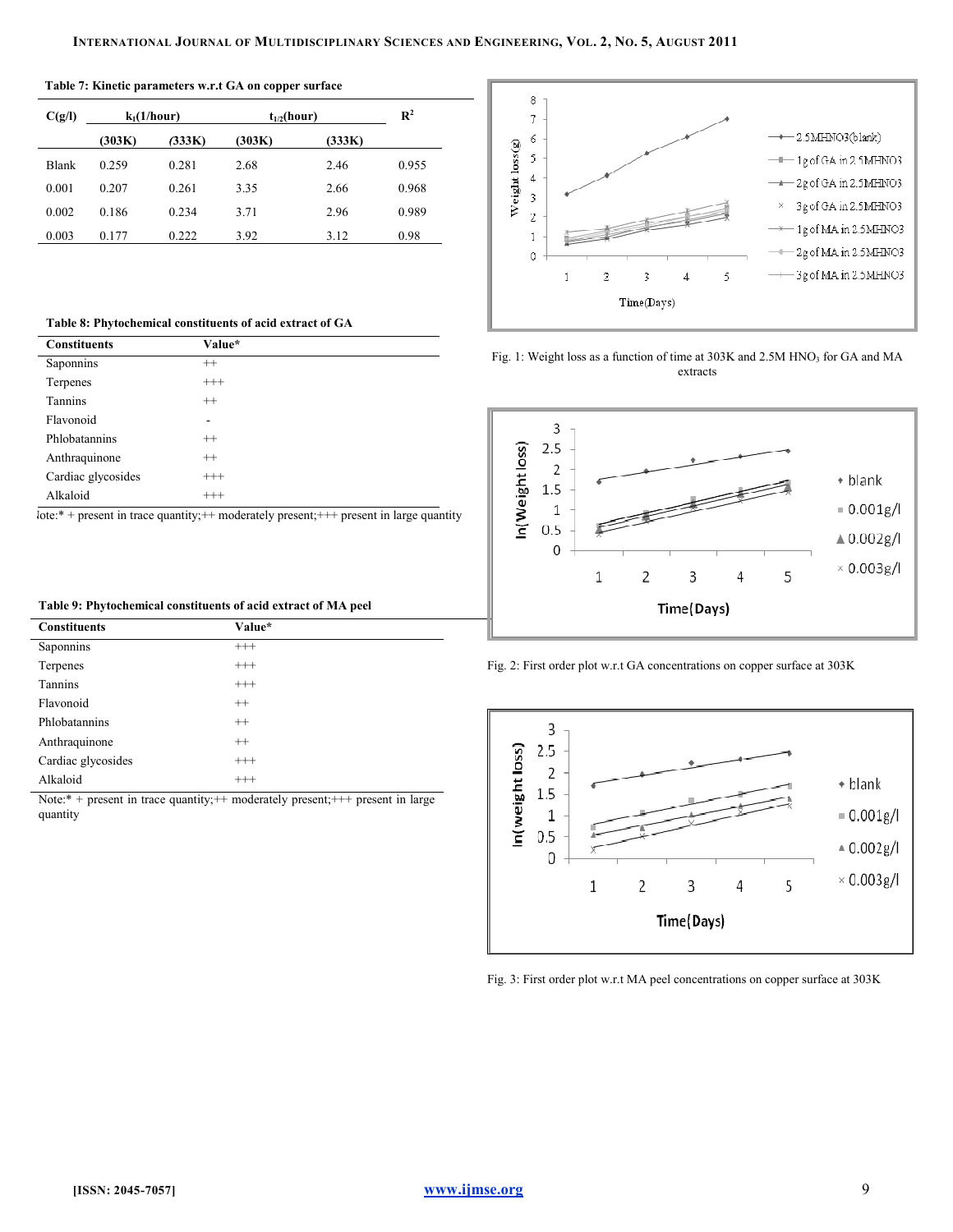**Table 7: Kinetic parameters w.r.t GA on copper surface**

| C(g/l) | $k_1$(1/hour) | | $t_{1/2}$(hour) | | $R^2$ |
|---|---|---|---|---|---|
| | (303K) | (333K) | (303K) | (333K) | |
| Blank | 0.259 | 0.281 | 2.68 | 2.46 | 0.955 |
| 0.001 | 0.207 | 0.261 | 3.35 | 2.66 | 0.968 |
| 0.002 | 0.186 | 0.234 | 3.71 | 2.96 | 0.989 |
| 0.003 | 0.177 | 0.222 | 3.92 | 3.12 | 0.98 |

**Table 8: Phytochemical constituents of acid extract of GA**

| Constituents | Value* |
|---|---|
| Saponnins | ++ |
| Terpenes | +++ |
| Tannins | ++ |
| Flavonoid | - |
| Phlobatannins | ++ |
| Anthraquinone | ++ |
| Cardiac glycosides | +++ |
| Alkaloid | +++ |

Note:* + present in trace quantity;++ moderately present;+++ present in large quantity

**Table 9: Phytochemical constituents of acid extract of MA peel**

| Constituents | Value* |
|---|---|
| Saponnins | +++ |
| Terpenes | +++ |
| Tannins | +++ |
| Flavonoid | ++ |
| Phlobatannins | ++ |
| Anthraquinone | ++ |
| Cardiac glycosides | +++ |
| Alkaloid | +++ |

Note:* + present in trace quantity;++ moderately present;+++ present in large quantity

Weight loss(g)
8
7
6
5
4
3
2
1
0
1 2 3 4 5
Time(Days)
2.5MHNO3(blank)
1g of GA in 2.5MHNO3
2g of GA in 2.5MHNO3
3g of GA in 2.5MHNO3
1g of MA in 2.5MHNO3
2g of MA in 2.5MHNO3
3g of MA in 2.5MHNO3

Fig. 1: Weight loss as a function of time at 303K and 2.5M $HNO_3$ for GA and MA extracts

ln(Weight loss)
3
2.5
2
1.5
1
0.5
0
1 2 3 4 5
Time(Days)
blank
0.001g/l
0.002g/l
0.003g/l

Fig. 2: First order plot w.r.t GA concentrations on copper surface at 303K

ln(weight loss)
3
2.5
2
1.5
1
0.5
0
1 2 3 4 5
Time(Days)
blank
0.001g/l
0.002g/l
0.003g/l

Fig. 3: First order plot w.r.t MA peel concentrations on copper surface at 303K